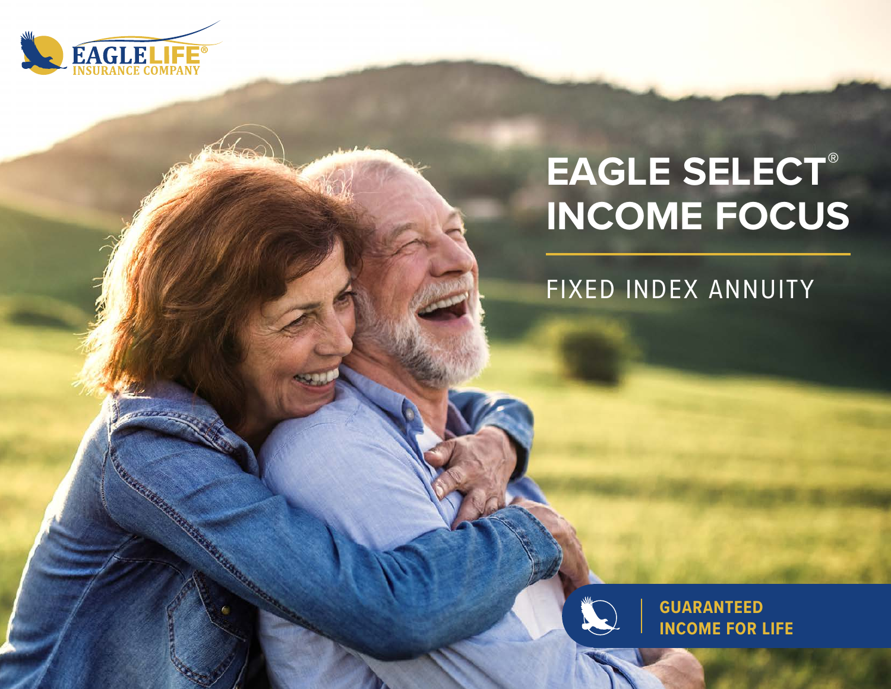EAGLELIFE®
INSURANCE COMPANY

# EAGLE SELECT® INCOME FOCUS

FIXED INDEX ANNUITY

**GUARANTEED INCOME FOR LIFE**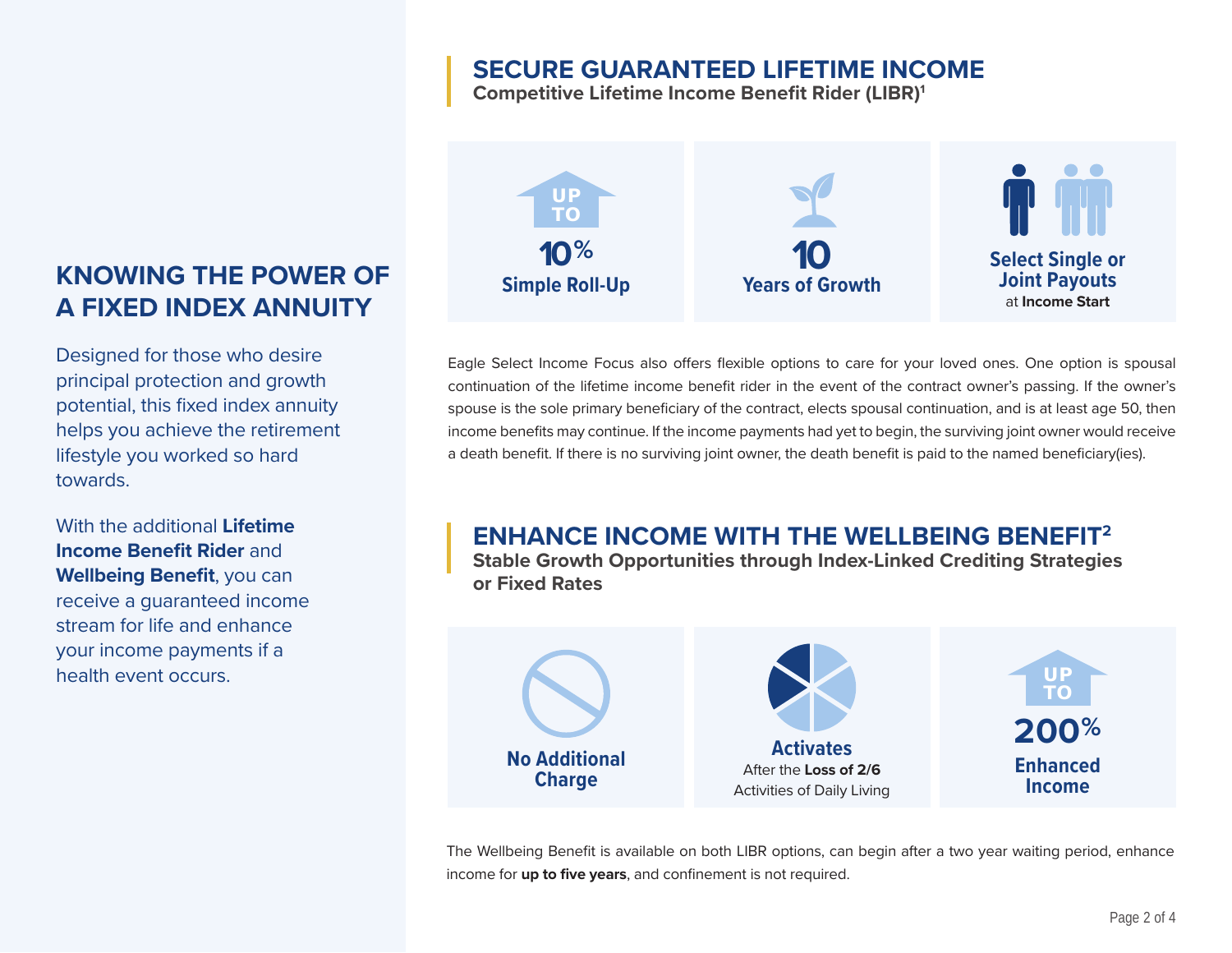## KNOWING THE POWER OF A FIXED INDEX ANNUITY

Designed for those who desire principal protection and growth potential, this fixed index annuity helps you achieve the retirement lifestyle you worked so hard towards.

With the additional **Lifetime Income Benefit Rider** and **Wellbeing Benefit**, you can receive a guaranteed income stream for life and enhance your income payments if a health event occurs.

## SECURE GUARANTEED LIFETIME INCOME

**Competitive Lifetime Income Benefit Rider (LIBR)[1]**

UP TO **10%** **Simple Roll-Up**

**10** **Years of Growth**

**Select Single or Joint Payouts** at **Income Start**

Eagle Select Income Focus also offers flexible options to care for your loved ones. One option is spousal continuation of the lifetime income benefit rider in the event of the contract owner's passing. If the owner's spouse is the sole primary beneficiary of the contract, elects spousal continuation, and is at least age 50, then income benefits may continue. If the income payments had yet to begin, the surviving joint owner would receive a death benefit. If there is no surviving joint owner, the death benefit is paid to the named beneficiary(ies).

## ENHANCE INCOME WITH THE WELLBEING BENEFIT[2]

**Stable Growth Opportunities through Index-Linked Crediting Strategies or Fixed Rates**

**No Additional Charge**

**Activates** After the **Loss of 2/6** Activities of Daily Living

UP TO **200%** **Enhanced Income**

The Wellbeing Benefit is available on both LIBR options, can begin after a two year waiting period, enhance income for **up to five years**, and confinement is not required.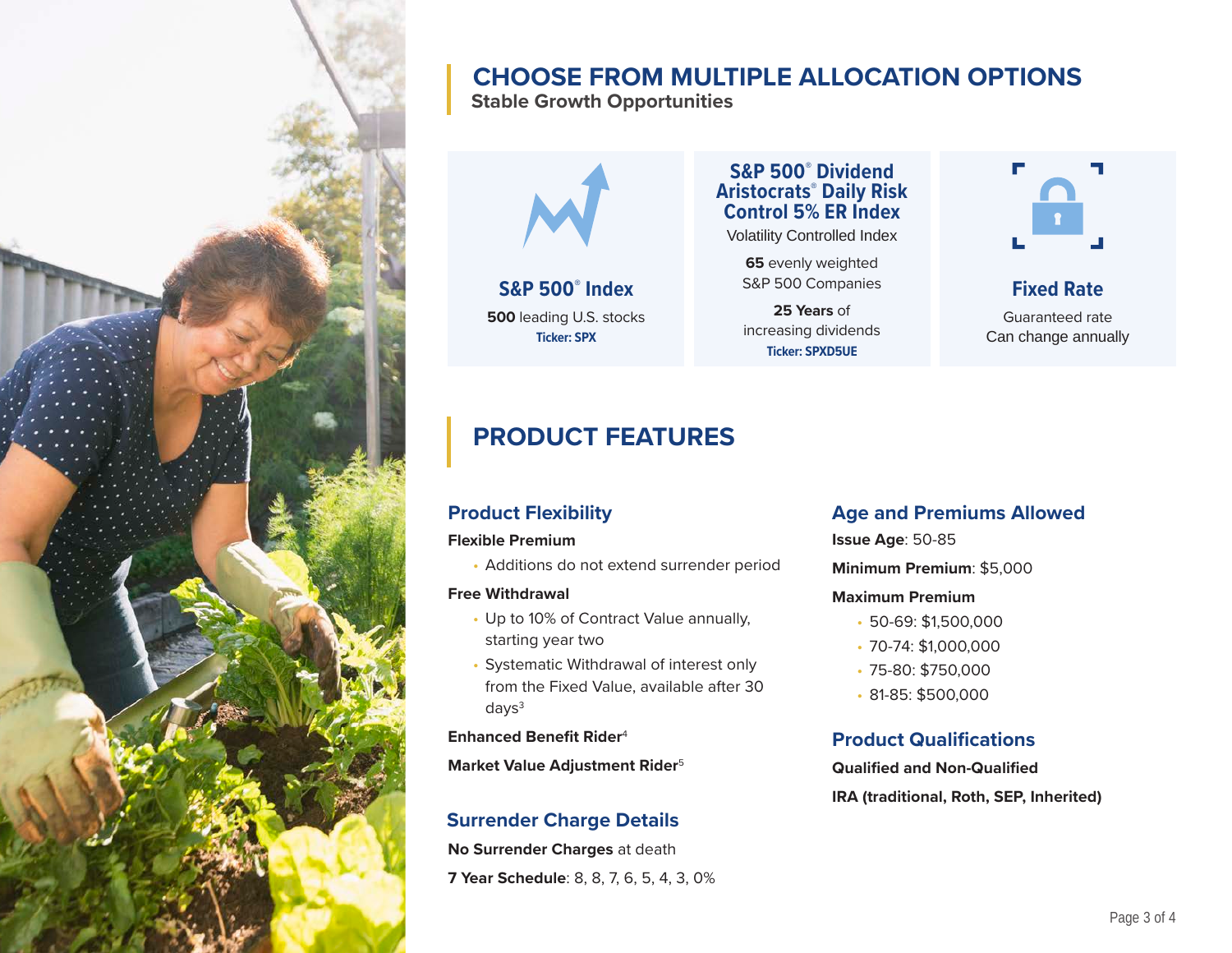## CHOOSE FROM MULTIPLE ALLOCATION OPTIONS

**Stable Growth Opportunities**

### S&P 500® Index

**500** leading U.S. stocks

**Ticker: SPX**

### S&P 500® Dividend Aristocrats® Daily Risk Control 5% ER Index

Volatility Controlled Index

**65** evenly weighted S&P 500 Companies

**25 Years** of increasing dividends

**Ticker: SPXD5UE**

### Fixed Rate

Guaranteed rate

Can change annually

## PRODUCT FEATURES

### Product Flexibility

**Flexible Premium**

- Additions do not extend surrender period

**Free Withdrawal**

- Up to 10% of Contract Value annually, starting year two
- Systematic Withdrawal of interest only from the Fixed Value, available after 30 days[3]

**Enhanced Benefit Rider**[4]

**Market Value Adjustment Rider**[5]

### Surrender Charge Details

**No Surrender Charges** at death

**7 Year Schedule**: 8, 8, 7, 6, 5, 4, 3, 0%

### Age and Premiums Allowed

**Issue Age**: 50-85

**Minimum Premium**: $5,000

**Maximum Premium**

- 50-69: $1,500,000
- 70-74: $1,000,000
- 75-80: $750,000
- 81-85: $500,000

### Product Qualifications

**Qualified and Non-Qualified**

**IRA (traditional, Roth, SEP, Inherited)**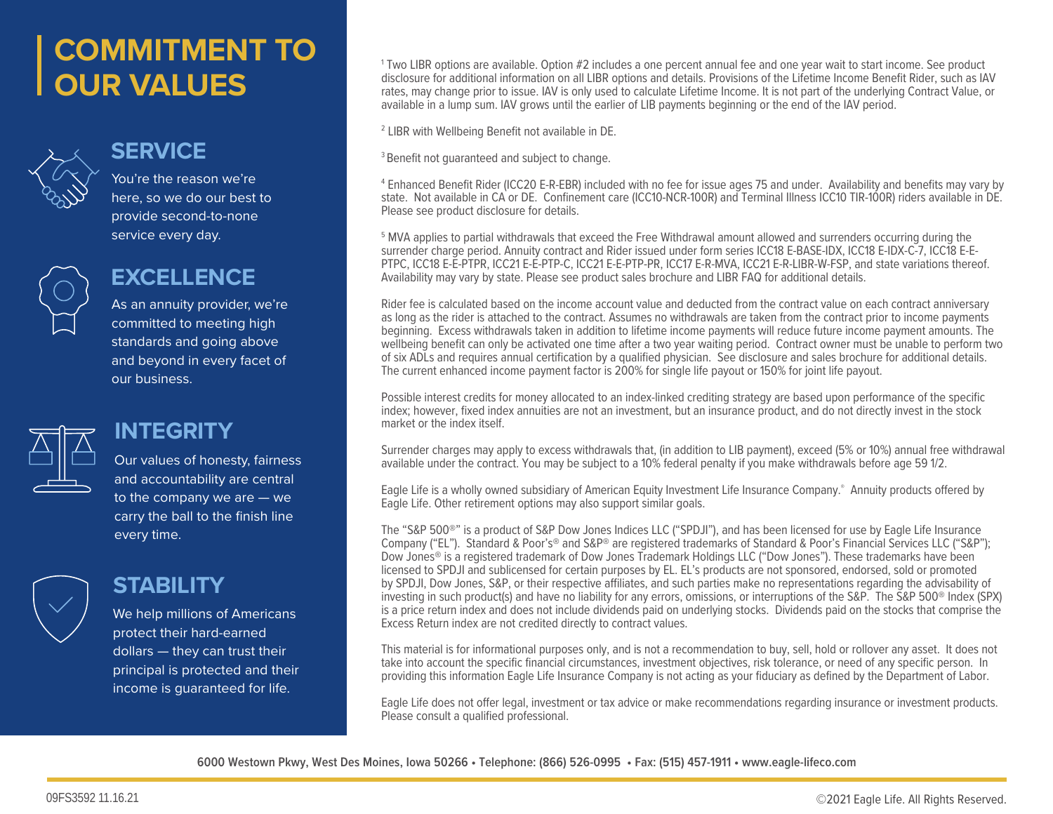# COMMITMENT TO OUR VALUES

## SERVICE

You're the reason we're here, so we do our best to provide second-to-none service every day.

## EXCELLENCE

As an annuity provider, we're committed to meeting high standards and going above and beyond in every facet of our business.

## INTEGRITY

Our values of honesty, fairness and accountability are central to the company we are — we carry the ball to the finish line every time.

## STABILITY

We help millions of Americans protect their hard-earned dollars — they can trust their principal is protected and their income is guaranteed for life.

[1] Two LIBR options are available. Option #2 includes a one percent annual fee and one year wait to start income. See product disclosure for additional information on all LIBR options and details. Provisions of the Lifetime Income Benefit Rider, such as IAV rates, may change prior to issue. IAV is only used to calculate Lifetime Income. It is not part of the underlying Contract Value, or available in a lump sum. IAV grows until the earlier of LIB payments beginning or the end of the IAV period.

[2] LIBR with Wellbeing Benefit not available in DE.

[3] Benefit not guaranteed and subject to change.

[4] Enhanced Benefit Rider (ICC20 E-R-EBR) included with no fee for issue ages 75 and under. Availability and benefits may vary by state. Not available in CA or DE. Confinement care (ICC10-NCR-100R) and Terminal Illness ICC10 TIR-100R) riders available in DE. Please see product disclosure for details.

[5] MVA applies to partial withdrawals that exceed the Free Withdrawal amount allowed and surrenders occurring during the surrender charge period. Annuity contract and Rider issued under form series ICC18 E-BASE-IDX, ICC18 E-IDX-C-7, ICC18 E-E-PTPC, ICC18 E-E-PTPR, ICC21 E-E-PTP-C, ICC21 E-E-PTP-PR, ICC17 E-R-MVA, ICC21 E-R-LIBR-W-FSP, and state variations thereof. Availability may vary by state. Please see product sales brochure and LIBR FAQ for additional details.

Rider fee is calculated based on the income account value and deducted from the contract value on each contract anniversary as long as the rider is attached to the contract. Assumes no withdrawals are taken from the contract prior to income payments beginning. Excess withdrawals taken in addition to lifetime income payments will reduce future income payment amounts. The wellbeing benefit can only be activated one time after a two year waiting period. Contract owner must be unable to perform two of six ADLs and requires annual certification by a qualified physician. See disclosure and sales brochure for additional details. The current enhanced income payment factor is 200% for single life payout or 150% for joint life payout.

Possible interest credits for money allocated to an index-linked crediting strategy are based upon performance of the specific index; however, fixed index annuities are not an investment, but an insurance product, and do not directly invest in the stock market or the index itself.

Surrender charges may apply to excess withdrawals that, (in addition to LIB payment), exceed (5% or 10%) annual free withdrawal available under the contract. You may be subject to a 10% federal penalty if you make withdrawals before age 59 1/2.

Eagle Life is a wholly owned subsidiary of American Equity Investment Life Insurance Company.® Annuity products offered by Eagle Life. Other retirement options may also support similar goals.

The "S&P 500®" is a product of S&P Dow Jones Indices LLC ("SPDJI"), and has been licensed for use by Eagle Life Insurance Company ("EL"). Standard & Poor's® and S&P® are registered trademarks of Standard & Poor's Financial Services LLC ("S&P"); Dow Jones® is a registered trademark of Dow Jones Trademark Holdings LLC ("Dow Jones"). These trademarks have been licensed to SPDJI and sublicensed for certain purposes by EL. EL's products are not sponsored, endorsed, sold or promoted by SPDJI, Dow Jones, S&P, or their respective affiliates, and such parties make no representations regarding the advisability of investing in such product(s) and have no liability for any errors, omissions, or interruptions of the S&P. The S&P 500® Index (SPX) is a price return index and does not include dividends paid on underlying stocks. Dividends paid on the stocks that comprise the Excess Return index are not credited directly to contract values.

This material is for informational purposes only, and is not a recommendation to buy, sell, hold or rollover any asset. It does not take into account the specific financial circumstances, investment objectives, risk tolerance, or need of any specific person. In providing this information Eagle Life Insurance Company is not acting as your fiduciary as defined by the Department of Labor.

Eagle Life does not offer legal, investment or tax advice or make recommendations regarding insurance or investment products. Please consult a qualified professional.

**6000 Westown Pkwy, West Des Moines, Iowa 50266 • Telephone: (866) 526-0995 • Fax: (515) 457-1911 • www.eagle-lifeco.com**

09FS3592 11.16.21

©2021 Eagle Life. All Rights Reserved.